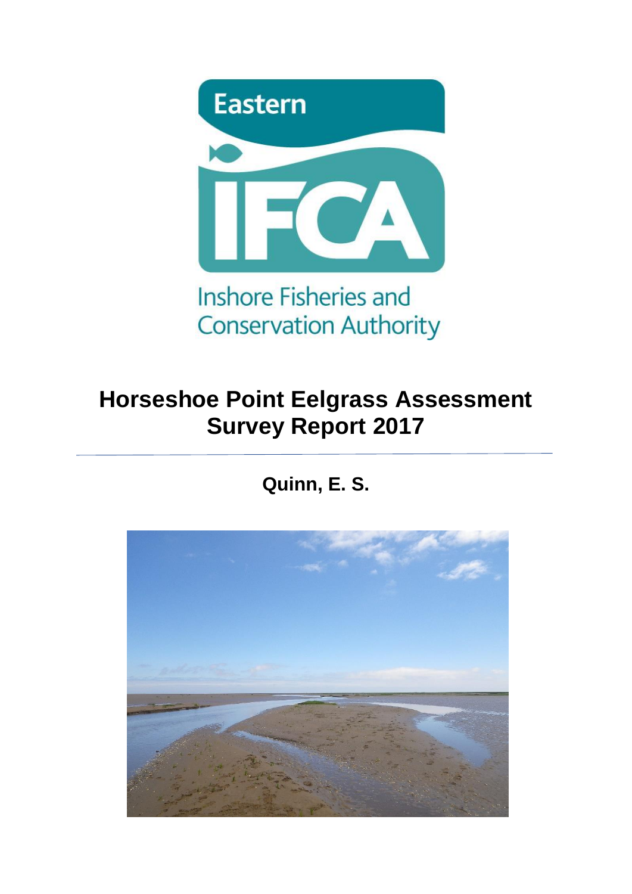Eastern

IFCA

Inshore Fisheries and Conservation Authority

# Horseshoe Point Eelgrass Assessment Survey Report 2017

**Quinn, E. S.**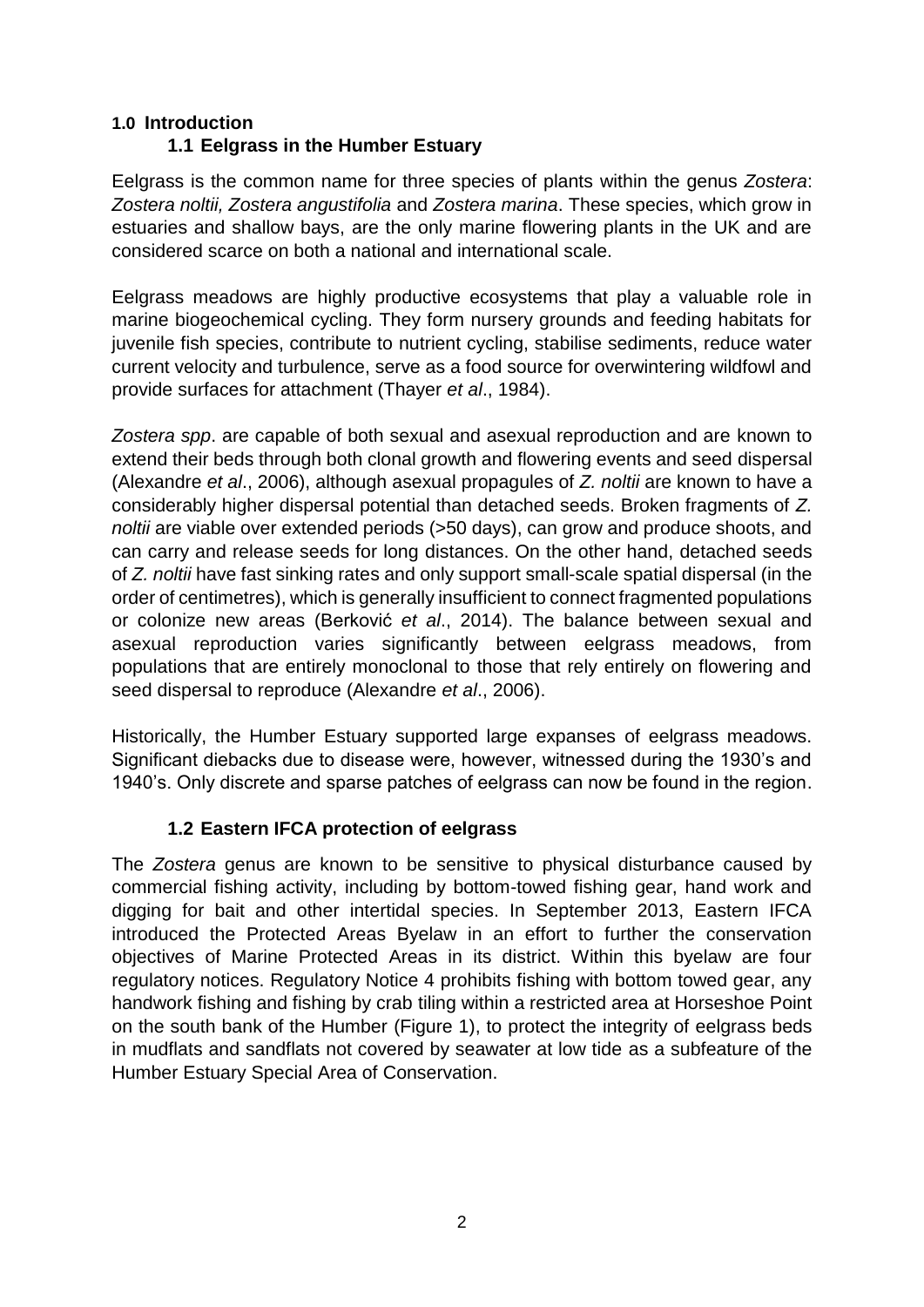## 1.0 Introduction

### 1.1 Eelgrass in the Humber Estuary

Eelgrass is the common name for three species of plants within the genus *Zostera*: *Zostera noltii, Zostera angustifolia* and *Zostera marina*. These species, which grow in estuaries and shallow bays, are the only marine flowering plants in the UK and are considered scarce on both a national and international scale.

Eelgrass meadows are highly productive ecosystems that play a valuable role in marine biogeochemical cycling. They form nursery grounds and feeding habitats for juvenile fish species, contribute to nutrient cycling, stabilise sediments, reduce water current velocity and turbulence, serve as a food source for overwintering wildfowl and provide surfaces for attachment (Thayer *et al*., 1984).

*Zostera spp*. are capable of both sexual and asexual reproduction and are known to extend their beds through both clonal growth and flowering events and seed dispersal (Alexandre *et al*., 2006), although asexual propagules of *Z. noltii* are known to have a considerably higher dispersal potential than detached seeds. Broken fragments of *Z. noltii* are viable over extended periods (>50 days), can grow and produce shoots, and can carry and release seeds for long distances. On the other hand, detached seeds of *Z. noltii* have fast sinking rates and only support small-scale spatial dispersal (in the order of centimetres), which is generally insufficient to connect fragmented populations or colonize new areas (Berković *et al*., 2014). The balance between sexual and asexual reproduction varies significantly between eelgrass meadows, from populations that are entirely monoclonal to those that rely entirely on flowering and seed dispersal to reproduce (Alexandre *et al*., 2006).

Historically, the Humber Estuary supported large expanses of eelgrass meadows. Significant diebacks due to disease were, however, witnessed during the 1930's and 1940's. Only discrete and sparse patches of eelgrass can now be found in the region.

### 1.2 Eastern IFCA protection of eelgrass

The *Zostera* genus are known to be sensitive to physical disturbance caused by commercial fishing activity, including by bottom-towed fishing gear, hand work and digging for bait and other intertidal species. In September 2013, Eastern IFCA introduced the Protected Areas Byelaw in an effort to further the conservation objectives of Marine Protected Areas in its district. Within this byelaw are four regulatory notices. Regulatory Notice 4 prohibits fishing with bottom towed gear, any handwork fishing and fishing by crab tiling within a restricted area at Horseshoe Point on the south bank of the Humber (Figure 1), to protect the integrity of eelgrass beds in mudflats and sandflats not covered by seawater at low tide as a subfeature of the Humber Estuary Special Area of Conservation.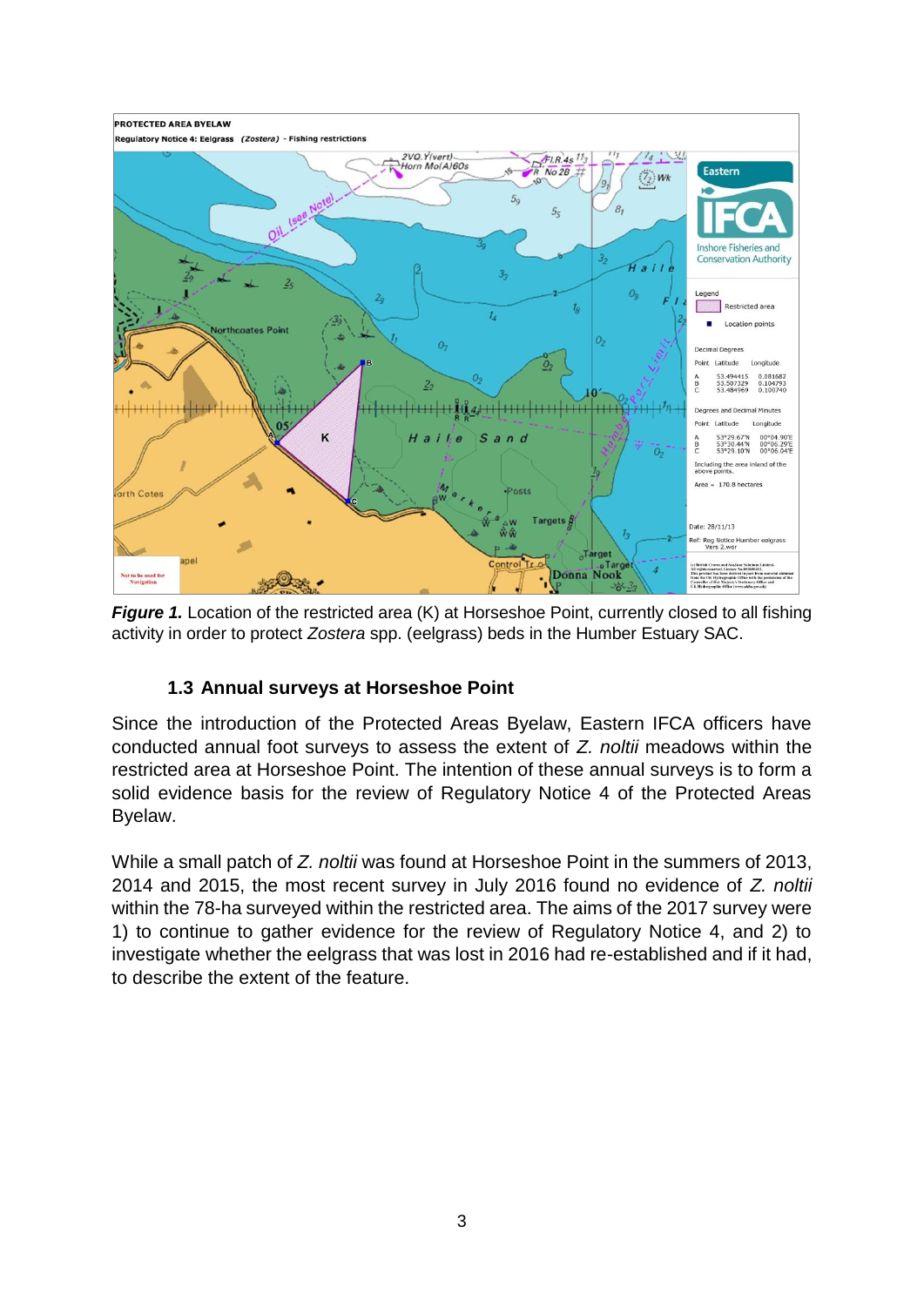**Figure 1.** Location of the restricted area (K) at Horseshoe Point, currently closed to all fishing activity in order to protect *Zostera* spp. (eelgrass) beds in the Humber Estuary SAC.

### 1.3 Annual surveys at Horseshoe Point

Since the introduction of the Protected Areas Byelaw, Eastern IFCA officers have conducted annual foot surveys to assess the extent of *Z. noltii* meadows within the restricted area at Horseshoe Point. The intention of these annual surveys is to form a solid evidence basis for the review of Regulatory Notice 4 of the Protected Areas Byelaw.

While a small patch of *Z. noltii* was found at Horseshoe Point in the summers of 2013, 2014 and 2015, the most recent survey in July 2016 found no evidence of *Z. noltii* within the 78-ha surveyed within the restricted area. The aims of the 2017 survey were 1) to continue to gather evidence for the review of Regulatory Notice 4, and 2) to investigate whether the eelgrass that was lost in 2016 had re-established and if it had, to describe the extent of the feature.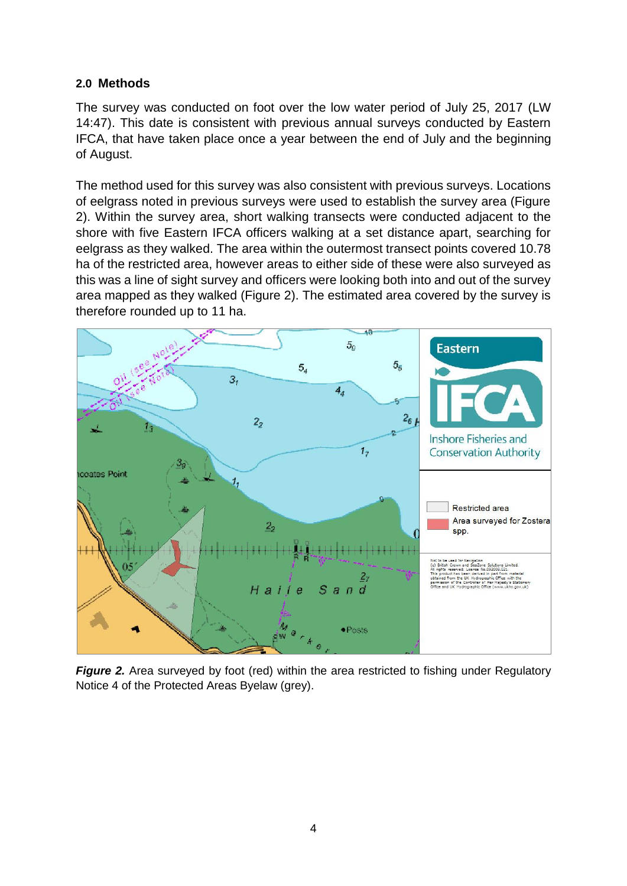## 2.0 Methods

The survey was conducted on foot over the low water period of July 25, 2017 (LW 14:47). This date is consistent with previous annual surveys conducted by Eastern IFCA, that have taken place once a year between the end of July and the beginning of August.

The method used for this survey was also consistent with previous surveys. Locations of eelgrass noted in previous surveys were used to establish the survey area (Figure 2). Within the survey area, short walking transects were conducted adjacent to the shore with five Eastern IFCA officers walking at a set distance apart, searching for eelgrass as they walked. The area within the outermost transect points covered 10.78 ha of the restricted area, however areas to either side of these were also surveyed as this was a line of sight survey and officers were looking both into and out of the survey area mapped as they walked (Figure 2). The estimated area covered by the survey is therefore rounded up to 11 ha.

***Figure 2.*** Area surveyed by foot (red) within the area restricted to fishing under Regulatory Notice 4 of the Protected Areas Byelaw (grey).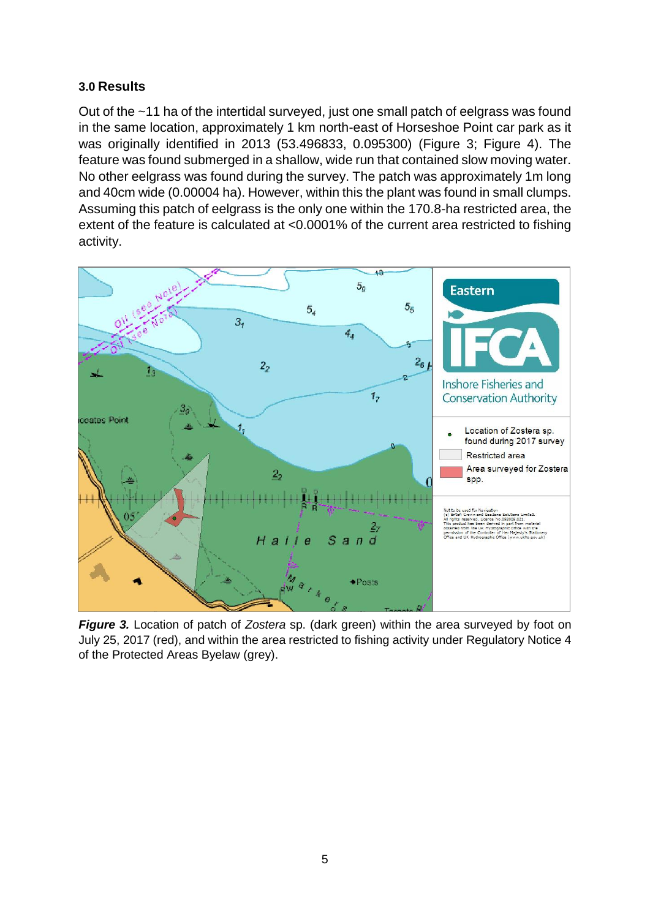### 3.0 Results

Out of the ~11 ha of the intertidal surveyed, just one small patch of eelgrass was found in the same location, approximately 1 km north-east of Horseshoe Point car park as it was originally identified in 2013 (53.496833, 0.095300) (Figure 3; Figure 4). The feature was found submerged in a shallow, wide run that contained slow moving water. No other eelgrass was found during the survey. The patch was approximately 1m long and 40cm wide (0.00004 ha). However, within this the plant was found in small clumps. Assuming this patch of eelgrass is the only one within the 170.8-ha restricted area, the extent of the feature is calculated at <0.0001% of the current area restricted to fishing activity.

***Figure 3.*** Location of patch of *Zostera* sp. (dark green) within the area surveyed by foot on July 25, 2017 (red), and within the area restricted to fishing activity under Regulatory Notice 4 of the Protected Areas Byelaw (grey).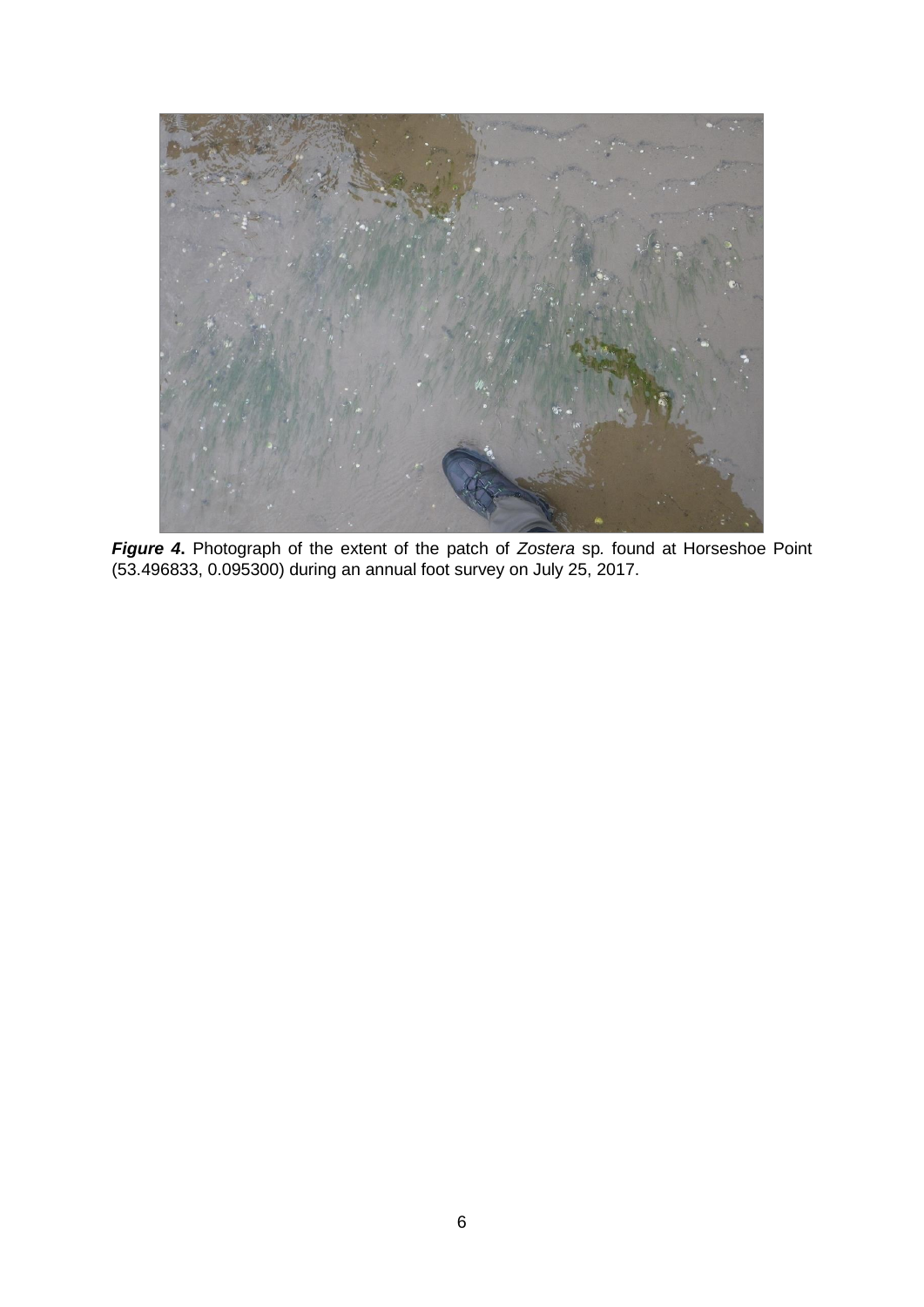***Figure 4*.** Photograph of the extent of the patch of *Zostera* sp. found at Horseshoe Point (53.496833, 0.095300) during an annual foot survey on July 25, 2017.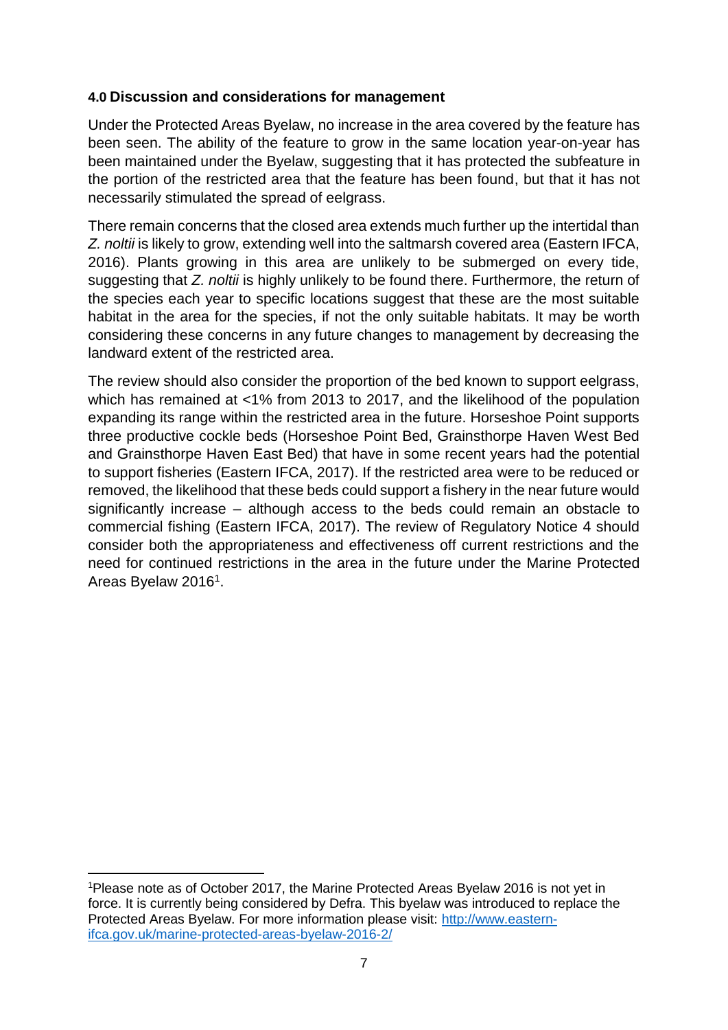## 4.0 Discussion and considerations for management

Under the Protected Areas Byelaw, no increase in the area covered by the feature has been seen. The ability of the feature to grow in the same location year-on-year has been maintained under the Byelaw, suggesting that it has protected the subfeature in the portion of the restricted area that the feature has been found, but that it has not necessarily stimulated the spread of eelgrass.

There remain concerns that the closed area extends much further up the intertidal than *Z. noltii* is likely to grow, extending well into the saltmarsh covered area (Eastern IFCA, 2016). Plants growing in this area are unlikely to be submerged on every tide, suggesting that *Z. noltii* is highly unlikely to be found there. Furthermore, the return of the species each year to specific locations suggest that these are the most suitable habitat in the area for the species, if not the only suitable habitats. It may be worth considering these concerns in any future changes to management by decreasing the landward extent of the restricted area.

The review should also consider the proportion of the bed known to support eelgrass, which has remained at <1% from 2013 to 2017, and the likelihood of the population expanding its range within the restricted area in the future. Horseshoe Point supports three productive cockle beds (Horseshoe Point Bed, Grainsthorpe Haven West Bed and Grainsthorpe Haven East Bed) that have in some recent years had the potential to support fisheries (Eastern IFCA, 2017). If the restricted area were to be reduced or removed, the likelihood that these beds could support a fishery in the near future would significantly increase – although access to the beds could remain an obstacle to commercial fishing (Eastern IFCA, 2017). The review of Regulatory Notice 4 should consider both the appropriateness and effectiveness off current restrictions and the need for continued restrictions in the area in the future under the Marine Protected Areas Byelaw 2016[1].

[1]Please note as of October 2017, the Marine Protected Areas Byelaw 2016 is not yet in force. It is currently being considered by Defra. This byelaw was introduced to replace the Protected Areas Byelaw. For more information please visit: http://www.eastern-ifca.gov.uk/marine-protected-areas-byelaw-2016-2/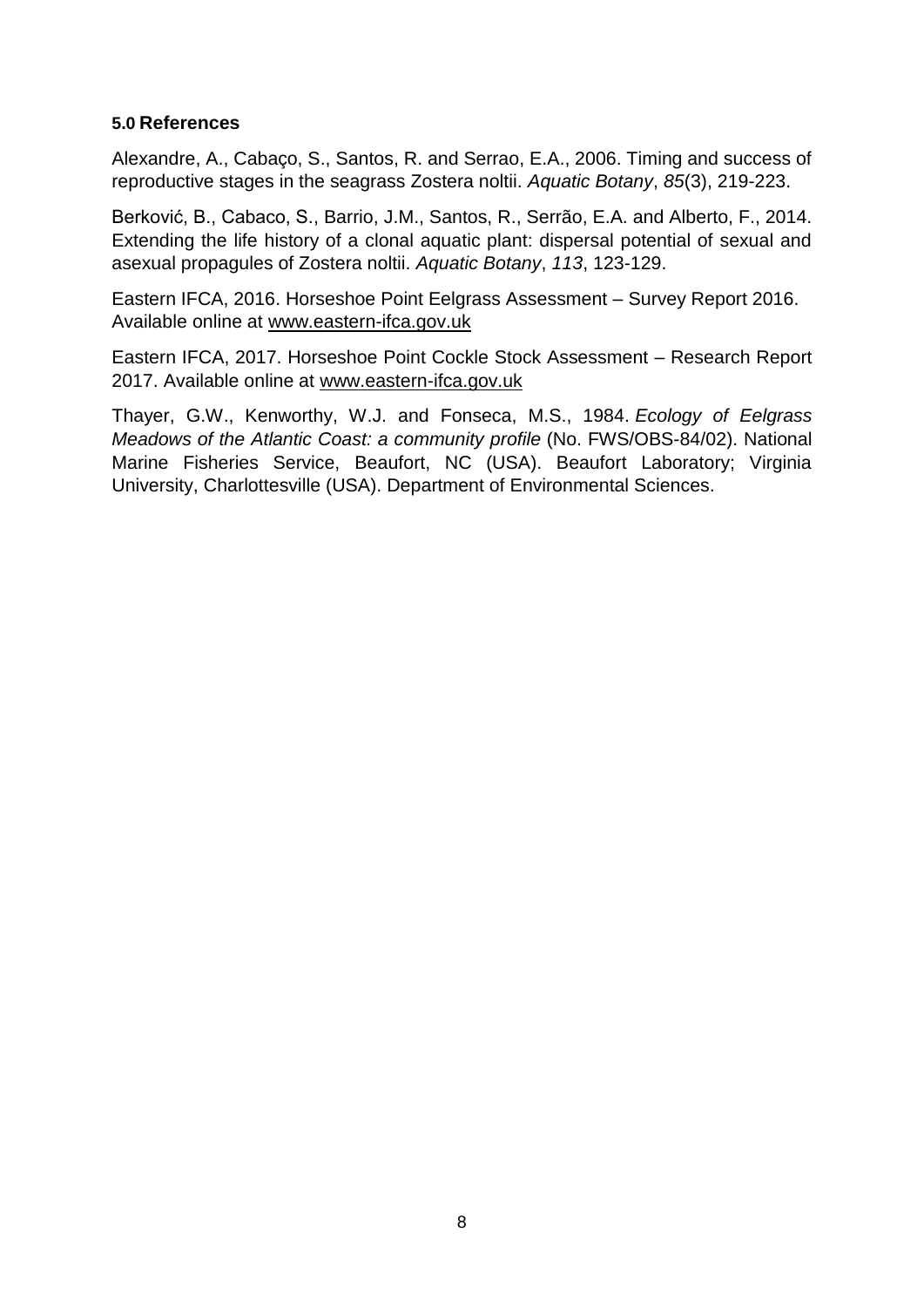## 5.0 References

Alexandre, A., Cabaço, S., Santos, R. and Serrao, E.A., 2006. Timing and success of reproductive stages in the seagrass Zostera noltii. *Aquatic Botany*, *85*(3), 219-223.

Berković, B., Cabaco, S., Barrio, J.M., Santos, R., Serrão, E.A. and Alberto, F., 2014. Extending the life history of a clonal aquatic plant: dispersal potential of sexual and asexual propagules of Zostera noltii. *Aquatic Botany*, *113*, 123-129.

Eastern IFCA, 2016. Horseshoe Point Eelgrass Assessment – Survey Report 2016. Available online at www.eastern-ifca.gov.uk

Eastern IFCA, 2017. Horseshoe Point Cockle Stock Assessment – Research Report 2017. Available online at www.eastern-ifca.gov.uk

Thayer, G.W., Kenworthy, W.J. and Fonseca, M.S., 1984. *Ecology of Eelgrass Meadows of the Atlantic Coast: a community profile* (No. FWS/OBS-84/02). National Marine Fisheries Service, Beaufort, NC (USA). Beaufort Laboratory; Virginia University, Charlottesville (USA). Department of Environmental Sciences.